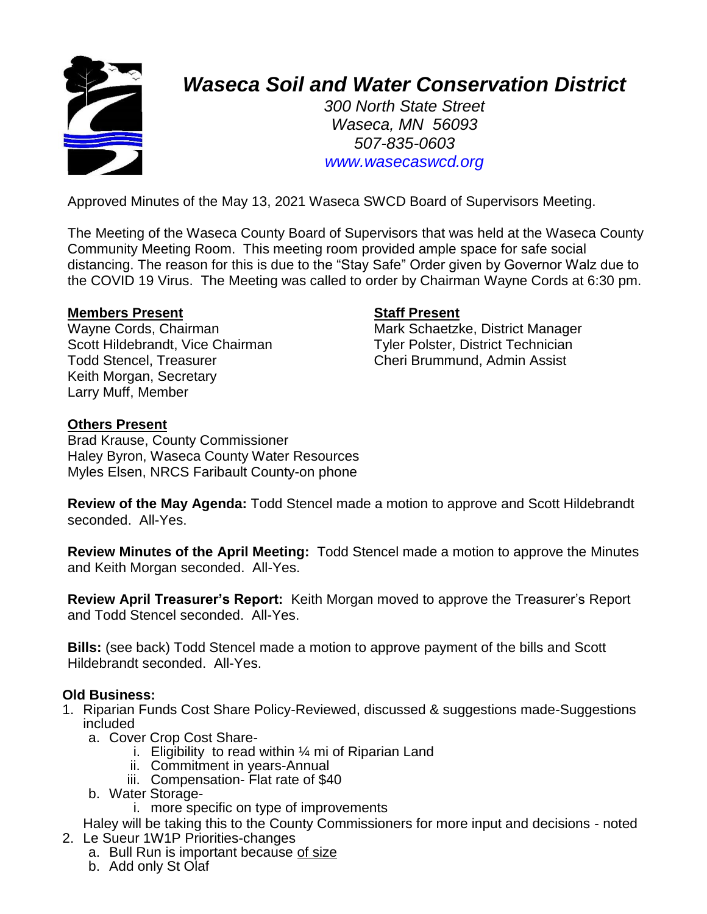# *Waseca Soil and Water Conservation District*

*300 North State Street*
*Waseca, MN 56093*
*507-835-0603*
*www.wasecaswcd.org*

Approved Minutes of the May 13, 2021 Waseca SWCD Board of Supervisors Meeting.

The Meeting of the Waseca County Board of Supervisors that was held at the Waseca County Community Meeting Room. This meeting room provided ample space for safe social distancing. The reason for this is due to the "Stay Safe" Order given by Governor Walz due to the COVID 19 Virus. The Meeting was called to order by Chairman Wayne Cords at 6:30 pm.

**Members Present**
Wayne Cords, Chairman
Scott Hildebrandt, Vice Chairman
Todd Stencel, Treasurer
Keith Morgan, Secretary
Larry Muff, Member

**Staff Present**
Mark Schaetzke, District Manager
Tyler Polster, District Technician
Cheri Brummund, Admin Assist

**Others Present**
Brad Krause, County Commissioner
Haley Byron, Waseca County Water Resources
Myles Elsen, NRCS Faribault County-on phone

**Review of the May Agenda:** Todd Stencel made a motion to approve and Scott Hildebrandt seconded. All-Yes.

**Review Minutes of the April Meeting:** Todd Stencel made a motion to approve the Minutes and Keith Morgan seconded. All-Yes.

**Review April Treasurer's Report:** Keith Morgan moved to approve the Treasurer's Report and Todd Stencel seconded. All-Yes.

**Bills:** (see back) Todd Stencel made a motion to approve payment of the bills and Scott Hildebrandt seconded. All-Yes.

**Old Business:**

1. Riparian Funds Cost Share Policy-Reviewed, discussed & suggestions made-Suggestions included
   a. Cover Crop Cost Share-
      i. Eligibility to read within ¼ mi of Riparian Land
      ii. Commitment in years-Annual
      iii. Compensation- Flat rate of $40
   b. Water Storage-
      i. more specific on type of improvements

   Haley will be taking this to the County Commissioners for more input and decisions - noted
2. Le Sueur 1W1P Priorities-changes
   a. Bull Run is important because of size
   b. Add only St Olaf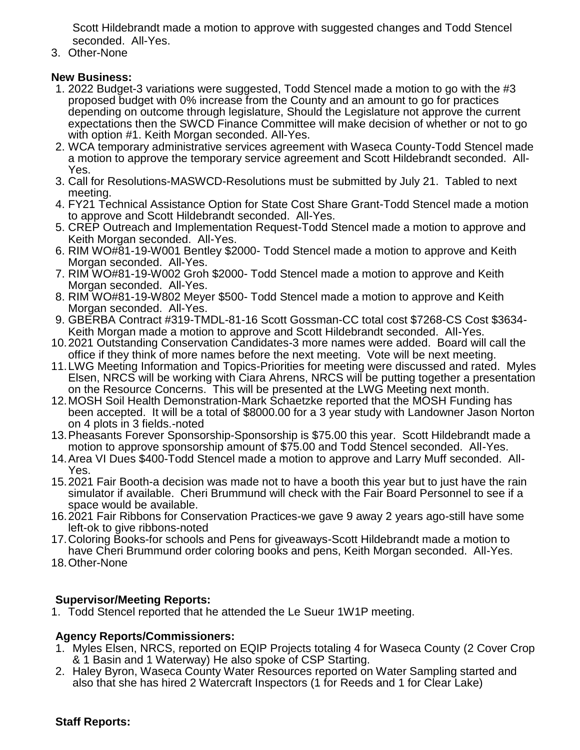Scott Hildebrandt made a motion to approve with suggested changes and Todd Stencel seconded. All-Yes.

3. Other-None

**New Business:**

1. 2022 Budget-3 variations were suggested, Todd Stencel made a motion to go with the #3 proposed budget with 0% increase from the County and an amount to go for practices depending on outcome through legislature, Should the Legislature not approve the current expectations then the SWCD Finance Committee will make decision of whether or not to go with option #1. Keith Morgan seconded. All-Yes.
2. WCA temporary administrative services agreement with Waseca County-Todd Stencel made a motion to approve the temporary service agreement and Scott Hildebrandt seconded. All-Yes.
3. Call for Resolutions-MASWCD-Resolutions must be submitted by July 21. Tabled to next meeting.
4. FY21 Technical Assistance Option for State Cost Share Grant-Todd Stencel made a motion to approve and Scott Hildebrandt seconded. All-Yes.
5. CREP Outreach and Implementation Request-Todd Stencel made a motion to approve and Keith Morgan seconded. All-Yes.
6. RIM WO#81-19-W001 Bentley $2000- Todd Stencel made a motion to approve and Keith Morgan seconded. All-Yes.
7. RIM WO#81-19-W002 Groh $2000- Todd Stencel made a motion to approve and Keith Morgan seconded. All-Yes.
8. RIM WO#81-19-W802 Meyer $500- Todd Stencel made a motion to approve and Keith Morgan seconded. All-Yes.
9. GBERBA Contract #319-TMDL-81-16 Scott Gossman-CC total cost $7268-CS Cost $3634- Keith Morgan made a motion to approve and Scott Hildebrandt seconded. All-Yes.
10. 2021 Outstanding Conservation Candidates-3 more names were added. Board will call the office if they think of more names before the next meeting. Vote will be next meeting.
11. LWG Meeting Information and Topics-Priorities for meeting were discussed and rated. Myles Elsen, NRCS will be working with Ciara Ahrens, NRCS will be putting together a presentation on the Resource Concerns. This will be presented at the LWG Meeting next month.
12. MOSH Soil Health Demonstration-Mark Schaetzke reported that the MOSH Funding has been accepted. It will be a total of $8000.00 for a 3 year study with Landowner Jason Norton on 4 plots in 3 fields.-noted
13. Pheasants Forever Sponsorship-Sponsorship is $75.00 this year. Scott Hildebrandt made a motion to approve sponsorship amount of $75.00 and Todd Stencel seconded. All-Yes.
14. Area VI Dues $400-Todd Stencel made a motion to approve and Larry Muff seconded. All-Yes.
15. 2021 Fair Booth-a decision was made not to have a booth this year but to just have the rain simulator if available. Cheri Brummund will check with the Fair Board Personnel to see if a space would be available.
16. 2021 Fair Ribbons for Conservation Practices-we gave 9 away 2 years ago-still have some left-ok to give ribbons-noted
17. Coloring Books-for schools and Pens for giveaways-Scott Hildebrandt made a motion to have Cheri Brummund order coloring books and pens, Keith Morgan seconded. All-Yes.
18. Other-None

**Supervisor/Meeting Reports:**

1. Todd Stencel reported that he attended the Le Sueur 1W1P meeting.

**Agency Reports/Commissioners:**

1. Myles Elsen, NRCS, reported on EQIP Projects totaling 4 for Waseca County (2 Cover Crop & 1 Basin and 1 Waterway) He also spoke of CSP Starting.
2. Haley Byron, Waseca County Water Resources reported on Water Sampling started and also that she has hired 2 Watercraft Inspectors (1 for Reeds and 1 for Clear Lake)

**Staff Reports:**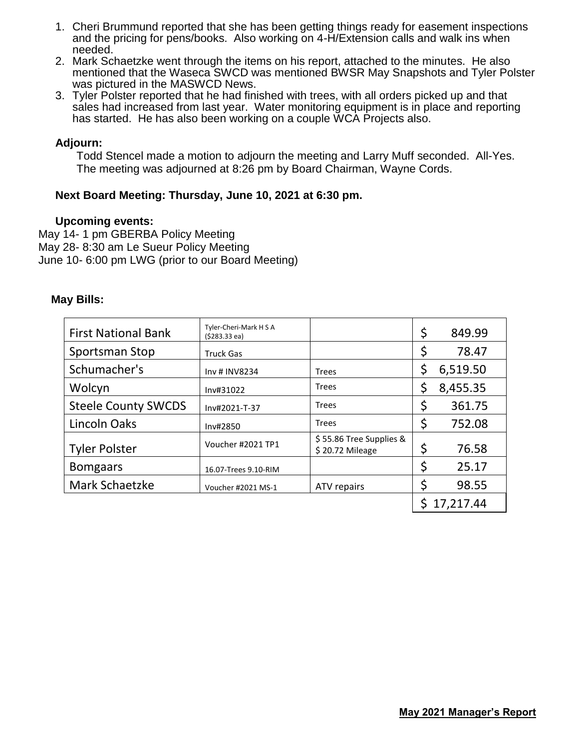1. Cheri Brummund reported that she has been getting things ready for easement inspections and the pricing for pens/books. Also working on 4-H/Extension calls and walk ins when needed.
2. Mark Schaetzke went through the items on his report, attached to the minutes. He also mentioned that the Waseca SWCD was mentioned BWSR May Snapshots and Tyler Polster was pictured in the MASWCD News.
3. Tyler Polster reported that he had finished with trees, with all orders picked up and that sales had increased from last year. Water monitoring equipment is in place and reporting has started. He has also been working on a couple WCA Projects also.

**Adjourn:**

Todd Stencel made a motion to adjourn the meeting and Larry Muff seconded. All-Yes. The meeting was adjourned at 8:26 pm by Board Chairman, Wayne Cords.

**Next Board Meeting: Thursday, June 10, 2021 at 6:30 pm.**

**Upcoming events:**

May 14- 1 pm GBERBA Policy Meeting
May 28- 8:30 am Le Sueur Policy Meeting
June 10- 6:00 pm LWG (prior to our Board Meeting)

**May Bills:**

| | | | |
|---|---|---|---|
| First National Bank | Tyler-Cheri-Mark H S A ($283.33 ea) | | $ 849.99 |
| Sportsman Stop | Truck Gas | | $ 78.47 |
| Schumacher's | Inv # INV8234 | Trees | $ 6,519.50 |
| Wolcyn | Inv#31022 | Trees | $ 8,455.35 |
| Steele County SWCDS | Inv#2021-T-37 | Trees | $ 361.75 |
| Lincoln Oaks | Inv#2850 | Trees | $ 752.08 |
| Tyler Polster | Voucher #2021 TP1 | $ 55.86 Tree Supplies & $ 20.72 Mileage | $ 76.58 |
| Bomgaars | 16.07-Trees 9.10-RIM | | $ 25.17 |
| Mark Schaetzke | Voucher #2021 MS-1 | ATV repairs | $ 98.55 |
| | | | $ 17,217.44 |

**May 2021 Manager's Report**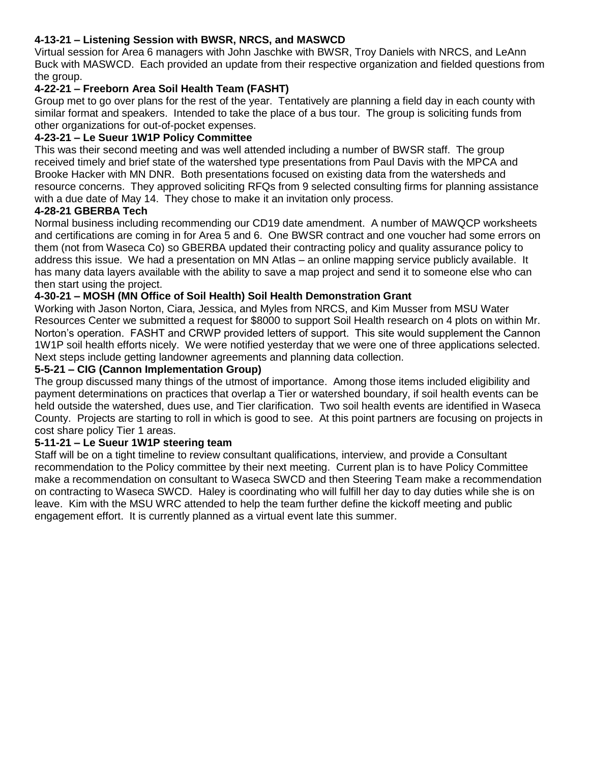**4-13-21 – Listening Session with BWSR, NRCS, and MASWCD**

Virtual session for Area 6 managers with John Jaschke with BWSR, Troy Daniels with NRCS, and LeAnn Buck with MASWCD. Each provided an update from their respective organization and fielded questions from the group.

**4-22-21 – Freeborn Area Soil Health Team (FASHT)**

Group met to go over plans for the rest of the year. Tentatively are planning a field day in each county with similar format and speakers. Intended to take the place of a bus tour. The group is soliciting funds from other organizations for out-of-pocket expenses.

**4-23-21 – Le Sueur 1W1P Policy Committee**

This was their second meeting and was well attended including a number of BWSR staff. The group received timely and brief state of the watershed type presentations from Paul Davis with the MPCA and Brooke Hacker with MN DNR. Both presentations focused on existing data from the watersheds and resource concerns. They approved soliciting RFQs from 9 selected consulting firms for planning assistance with a due date of May 14. They chose to make it an invitation only process.

**4-28-21 GBERBA Tech**

Normal business including recommending our CD19 date amendment. A number of MAWQCP worksheets and certifications are coming in for Area 5 and 6. One BWSR contract and one voucher had some errors on them (not from Waseca Co) so GBERBA updated their contracting policy and quality assurance policy to address this issue. We had a presentation on MN Atlas – an online mapping service publicly available. It has many data layers available with the ability to save a map project and send it to someone else who can then start using the project.

**4-30-21 – MOSH (MN Office of Soil Health) Soil Health Demonstration Grant**

Working with Jason Norton, Ciara, Jessica, and Myles from NRCS, and Kim Musser from MSU Water Resources Center we submitted a request for $8000 to support Soil Health research on 4 plots on within Mr. Norton's operation. FASHT and CRWP provided letters of support. This site would supplement the Cannon 1W1P soil health efforts nicely. We were notified yesterday that we were one of three applications selected. Next steps include getting landowner agreements and planning data collection.

**5-5-21 – CIG (Cannon Implementation Group)**

The group discussed many things of the utmost of importance. Among those items included eligibility and payment determinations on practices that overlap a Tier or watershed boundary, if soil health events can be held outside the watershed, dues use, and Tier clarification. Two soil health events are identified in Waseca County. Projects are starting to roll in which is good to see. At this point partners are focusing on projects in cost share policy Tier 1 areas.

**5-11-21 – Le Sueur 1W1P steering team**

Staff will be on a tight timeline to review consultant qualifications, interview, and provide a Consultant recommendation to the Policy committee by their next meeting. Current plan is to have Policy Committee make a recommendation on consultant to Waseca SWCD and then Steering Team make a recommendation on contracting to Waseca SWCD. Haley is coordinating who will fulfill her day to day duties while she is on leave. Kim with the MSU WRC attended to help the team further define the kickoff meeting and public engagement effort. It is currently planned as a virtual event late this summer.